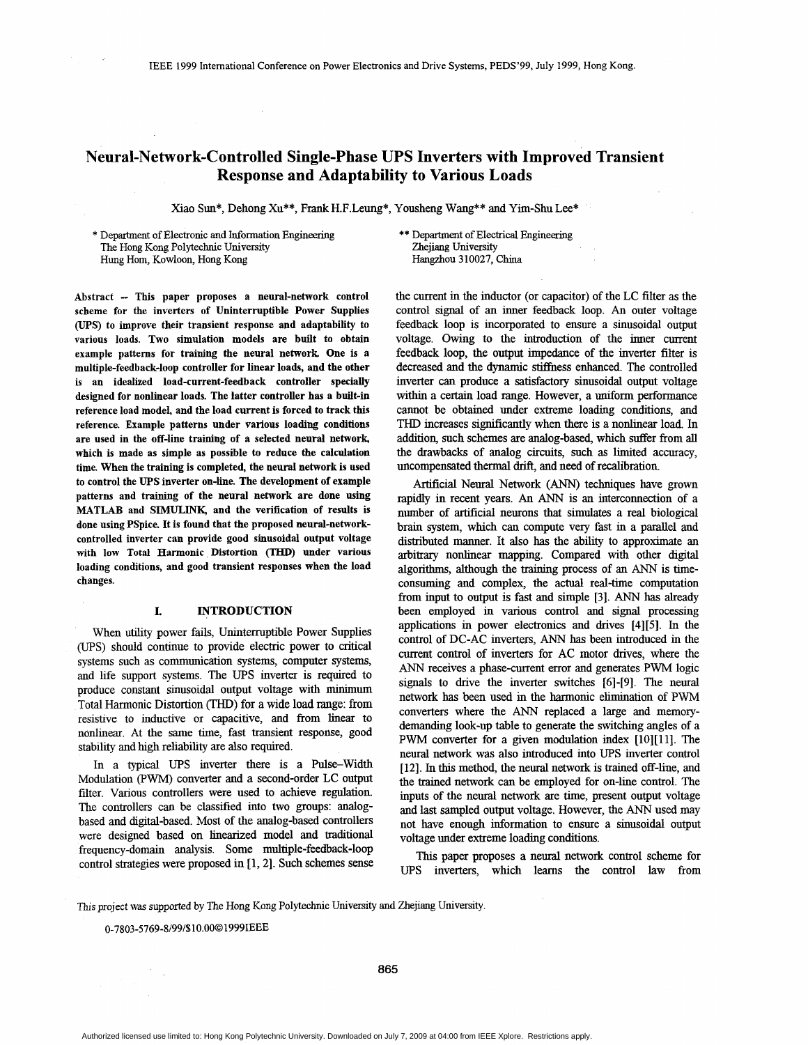# Neural-Network-Controlled Single-Phase UPS Inverters with Improved Transient Response and Adaptability to Various Loads

Xiao Sun*, Dehong Xu**, Frank H.F.Leung*, Yousheng Wang** and Yim-Shu Lee*

\* Department of Electronic and Information Engineering
The Hong Kong Polytechnic University
Hung Hom, Kowloon, Hong Kong

\*\* Department of Electrical Engineering
Zhejiang University
Hangzhou 310027, China

**Abstract -- This paper proposes a neural-network control scheme for the inverters of Uninterruptible Power Supplies (UPS) to improve their transient response and adaptability to various loads. Two simulation models are built to obtain example patterns for training the neural network. One is a multiple-feedback-loop controller for linear loads, and the other is an idealized load-current-feedback controller specially designed for nonlinear loads. The latter controller has a built-in reference load model, and the load current is forced to track this reference. Example patterns under various loading conditions are used in the off-line training of a selected neural network, which is made as simple as possible to reduce the calculation time. When the training is completed, the neural network is used to control the UPS inverter on-line. The development of example patterns and training of the neural network are done using MATLAB and SIMULINK, and the verification of results is done using PSpice. It is found that the proposed neural-network-controlled inverter can provide good sinusoidal output voltage with low Total Harmonic Distortion (THD) under various loading conditions, and good transient responses when the load changes.**

## I. INTRODUCTION

When utility power fails, Uninterruptible Power Supplies (UPS) should continue to provide electric power to critical systems such as communication systems, computer systems, and life support systems. The UPS inverter is required to produce constant sinusoidal output voltage with minimum Total Harmonic Distortion (THD) for a wide load range: from resistive to inductive or capacitive, and from linear to nonlinear. At the same time, fast transient response, good stability and high reliability are also required.

In a typical UPS inverter there is a Pulse-Width Modulation (PWM) converter and a second-order LC output filter. Various controllers were used to achieve regulation. The controllers can be classified into two groups: analog-based and digital-based. Most of the analog-based controllers were designed based on linearized model and traditional frequency-domain analysis. Some multiple-feedback-loop control strategies were proposed in [1, 2]. Such schemes sense the current in the inductor (or capacitor) of the LC filter as the control signal of an inner feedback loop. An outer voltage feedback loop is incorporated to ensure a sinusoidal output voltage. Owing to the introduction of the inner current feedback loop, the output impedance of the inverter filter is decreased and the dynamic stiffness enhanced. The controlled inverter can produce a satisfactory sinusoidal output voltage within a certain load range. However, a uniform performance cannot be obtained under extreme loading conditions, and THD increases significantly when there is a nonlinear load. In addition, such schemes are analog-based, which suffer from all the drawbacks of analog circuits, such as limited accuracy, uncompensated thermal drift, and need of recalibration.

Artificial Neural Network (ANN) techniques have grown rapidly in recent years. An ANN is an interconnection of a number of artificial neurons that simulates a real biological brain system, which can compute very fast in a parallel and distributed manner. It also has the ability to approximate an arbitrary nonlinear mapping. Compared with other digital algorithms, although the training process of an ANN is time-consuming and complex, the actual real-time computation from input to output is fast and simple [3]. ANN has already been employed in various control and signal processing applications in power electronics and drives [4][5]. In the control of DC-AC inverters, ANN has been introduced in the current control of inverters for AC motor drives, where the ANN receives a phase-current error and generates PWM logic signals to drive the inverter switches [6]-[9]. The neural network has been used in the harmonic elimination of PWM converters where the ANN replaced a large and memory-demanding look-up table to generate the switching angles of a PWM converter for a given modulation index [10][11]. The neural network was also introduced into UPS inverter control [12]. In this method, the neural network is trained off-line, and the trained network can be employed for on-line control. The inputs of the neural network are time, present output voltage and last sampled output voltage. However, the ANN used may not have enough information to ensure a sinusoidal output voltage under extreme loading conditions.

This paper proposes a neural network control scheme for UPS inverters, which learns the control law from

This project was supported by The Hong Kong Polytechnic University and Zhejiang University.

0-7803-5769-8/99/$10.00©1999IEEE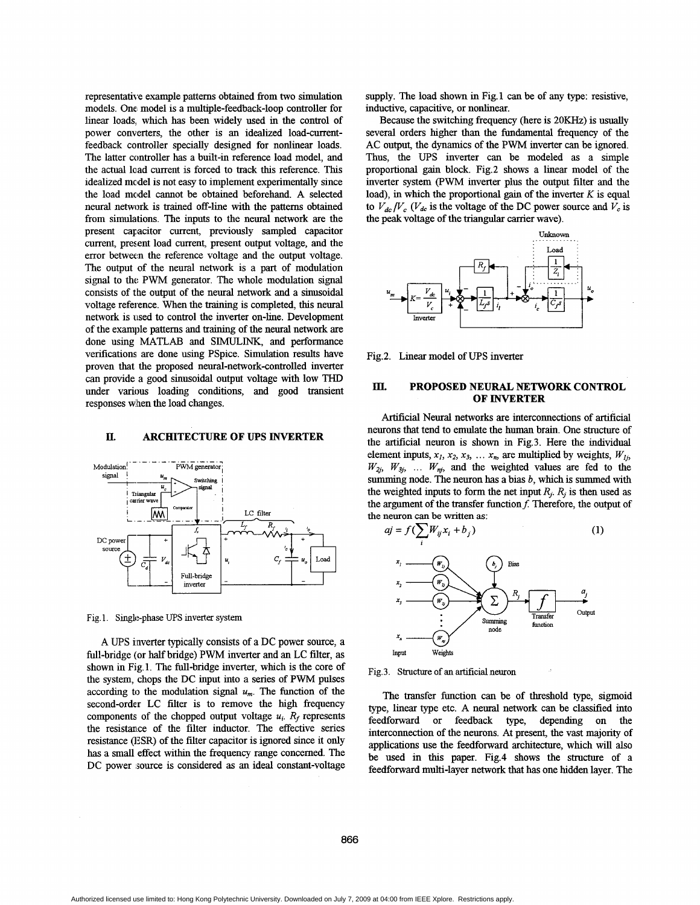representative example patterns obtained from two simulation models. One model is a multiple-feedback-loop controller for linear loads, which has been widely used in the control of power converters, the other is an idealized load-current-feedback controller specially designed for nonlinear loads. The latter controller has a built-in reference load model, and the actual load current is forced to track this reference. This idealized model is not easy to implement experimentally since the load model cannot be obtained beforehand. A selected neural network is trained off-line with the patterns obtained from simulations. The inputs to the neural network are the present capacitor current, previously sampled capacitor current, present load current, present output voltage, and the error between the reference voltage and the output voltage. The output of the neural network is a part of modulation signal to the PWM generator. The whole modulation signal consists of the output of the neural network and a sinusoidal voltage reference. When the training is completed, this neural network is used to control the inverter on-line. Development of the example patterns and training of the neural network are done using MATLAB and SIMULINK, and performance verifications are done using PSpice. Simulation results have proven that the proposed neural-network-controlled inverter can provide a good sinusoidal output voltage with low THD under various loading conditions, and good transient responses when the load changes.

## II. ARCHITECTURE OF UPS INVERTER

Fig.1. Single-phase UPS inverter system

A UPS inverter typically consists of a DC power source, a full-bridge (or half bridge) PWM inverter and an LC filter, as shown in Fig.1. The full-bridge inverter, which is the core of the system, chops the DC input into a series of PWM pulses according to the modulation signal $u_m$. The function of the second-order LC filter is to remove the high frequency components of the chopped output voltage $u_i$. $R_f$ represents the resistance of the filter inductor. The effective series resistance (ESR) of the filter capacitor is ignored since it only has a small effect within the frequency range concerned. The DC power source is considered as an ideal constant-voltage supply. The load shown in Fig.1 can be of any type: resistive, inductive, capacitive, or nonlinear.

Because the switching frequency (here is 20KHz) is usually several orders higher than the fundamental frequency of the AC output, the dynamics of the PWM inverter can be ignored. Thus, the UPS inverter can be modeled as a simple proportional gain block. Fig.2 shows a linear model of the inverter system (PWM inverter plus the output filter and the load), in which the proportional gain of the inverter $K$ is equal to $V_{dc}/V_c$ ($V_{dc}$ is the voltage of the DC power source and $V_c$ is the peak voltage of the triangular carrier wave).

Fig.2. Linear model of UPS inverter

## III. PROPOSED NEURAL NETWORK CONTROL OF INVERTER

Artificial Neural networks are interconnections of artificial neurons that tend to emulate the human brain. One structure of the artificial neuron is shown in Fig.3. Here the individual element inputs, $x_1, x_2, x_3, \ldots x_n$, are multiplied by weights, $W_{1j}$, $W_{2j}$, $W_{3j}$, ... $W_{nj}$, and the weighted values are fed to the summing node. The neuron has a bias $b$, which is summed with the weighted inputs to form the net input $R_j$. $R_j$ is then used as the argument of the transfer function $f$. Therefore, the output of the neuron can be written as:

$$aj = f\left(\sum_i W_{ij}x_i + b_j\right) \tag{1}$$

Fig.3. Structure of an artificial neuron

The transfer function can be of threshold type, sigmoid type, linear type etc. A neural network can be classified into feedforward or feedback type, depending on the interconnection of the neurons. At present, the vast majority of applications use the feedforward architecture, which will also be used in this paper. Fig.4 shows the structure of a feedforward multi-layer network that has one hidden layer. The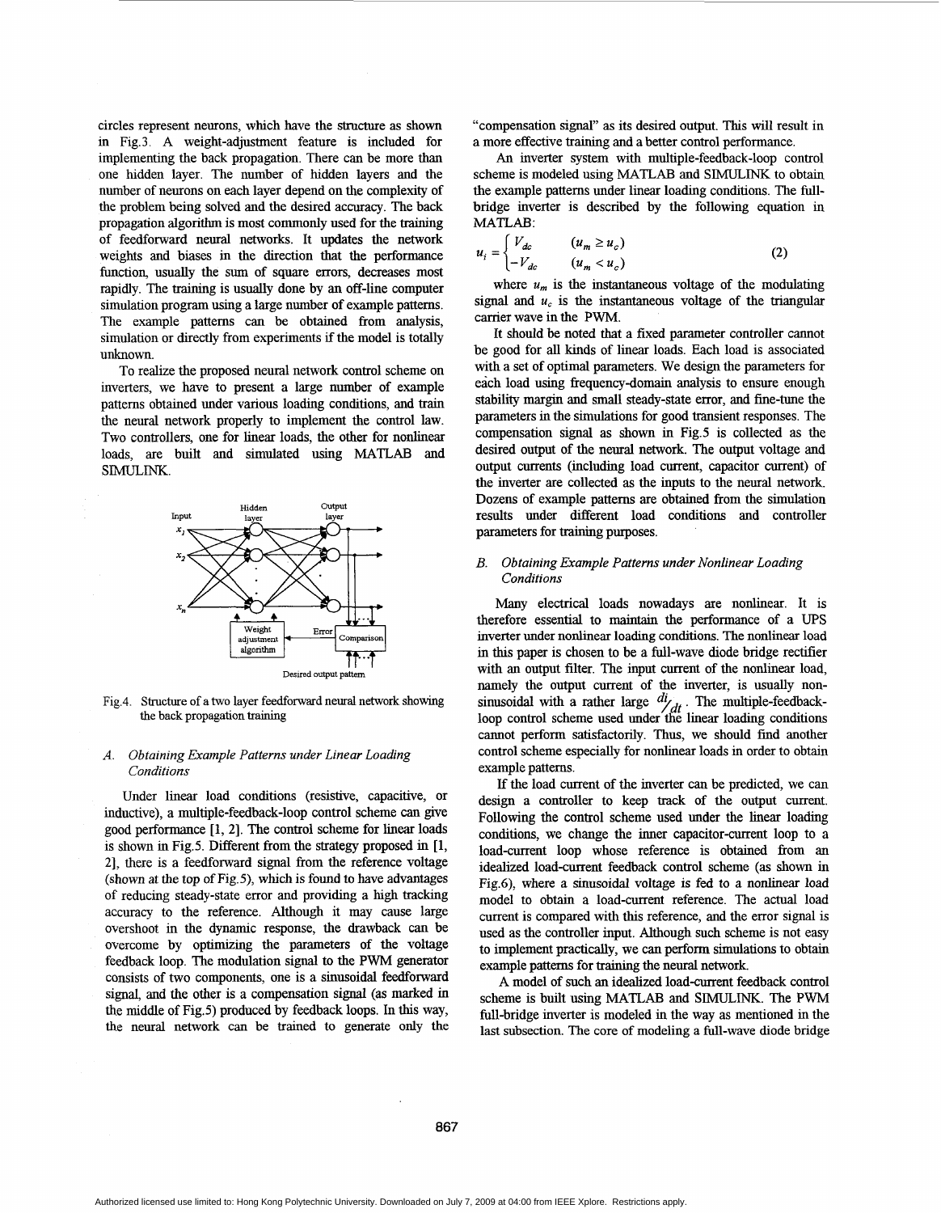circles represent neurons, which have the structure as shown in Fig.3. A weight-adjustment feature is included for implementing the back propagation. There can be more than one hidden layer. The number of hidden layers and the number of neurons on each layer depend on the complexity of the problem being solved and the desired accuracy. The back propagation algorithm is most commonly used for the training of feedforward neural networks. It updates the network weights and biases in the direction that the performance function, usually the sum of square errors, decreases most rapidly. The training is usually done by an off-line computer simulation program using a large number of example patterns. The example patterns can be obtained from analysis, simulation or directly from experiments if the model is totally unknown.

To realize the proposed neural network control scheme on inverters, we have to present a large number of example patterns obtained under various loading conditions, and train the neural network properly to implement the control law. Two controllers, one for linear loads, the other for nonlinear loads, are built and simulated using MATLAB and SIMULINK.

Fig.4. Structure of a two layer feedforward neural network showing the back propagation training

### A. Obtaining Example Patterns under Linear Loading Conditions

Under linear load conditions (resistive, capacitive, or inductive), a multiple-feedback-loop control scheme can give good performance [1, 2]. The control scheme for linear loads is shown in Fig.5. Different from the strategy proposed in [1, 2], there is a feedforward signal from the reference voltage (shown at the top of Fig.5), which is found to have advantages of reducing steady-state error and providing a high tracking accuracy to the reference. Although it may cause large overshoot in the dynamic response, the drawback can be overcome by optimizing the parameters of the voltage feedback loop. The modulation signal to the PWM generator consists of two components, one is a sinusoidal feedforward signal, and the other is a compensation signal (as marked in the middle of Fig.5) produced by feedback loops. In this way, the neural network can be trained to generate only the "compensation signal" as its desired output. This will result in a more effective training and a better control performance.

An inverter system with multiple-feedback-loop control scheme is modeled using MATLAB and SIMULINK to obtain the example patterns under linear loading conditions. The full-bridge inverter is described by the following equation in MATLAB:

$$u_i = \begin{cases} V_{dc} & (u_m \geq u_c) \\ -V_{dc} & (u_m < u_c) \end{cases} \quad (2)$$

where $u_m$ is the instantaneous voltage of the modulating signal and $u_c$ is the instantaneous voltage of the triangular carrier wave in the PWM.

It should be noted that a fixed parameter controller cannot be good for all kinds of linear loads. Each load is associated with a set of optimal parameters. We design the parameters for each load using frequency-domain analysis to ensure enough stability margin and small steady-state error, and fine-tune the parameters in the simulations for good transient responses. The compensation signal as shown in Fig.5 is collected as the desired output of the neural network. The output voltage and output currents (including load current, capacitor current) of the inverter are collected as the inputs to the neural network. Dozens of example patterns are obtained from the simulation results under different load conditions and controller parameters for training purposes.

### B. Obtaining Example Patterns under Nonlinear Loading Conditions

Many electrical loads nowadays are nonlinear. It is therefore essential to maintain the performance of a UPS inverter under nonlinear loading conditions. The nonlinear load in this paper is chosen to be a full-wave diode bridge rectifier with an output filter. The input current of the nonlinear load, namely the output current of the inverter, is usually non-sinusoidal with a rather large $di/dt$. The multiple-feedback-loop control scheme used under the linear loading conditions cannot perform satisfactorily. Thus, we should find another control scheme especially for nonlinear loads in order to obtain example patterns.

If the load current of the inverter can be predicted, we can design a controller to keep track of the output current. Following the control scheme used under the linear loading conditions, we change the inner capacitor-current loop to a load-current loop whose reference is obtained from an idealized load-current feedback control scheme (as shown in Fig.6), where a sinusoidal voltage is fed to a nonlinear load model to obtain a load-current reference. The actual load current is compared with this reference, and the error signal is used as the controller input. Although such scheme is not easy to implement practically, we can perform simulations to obtain example patterns for training the neural network.

A model of such an idealized load-current feedback control scheme is built using MATLAB and SIMULINK. The PWM full-bridge inverter is modeled in the way as mentioned in the last subsection. The core of modeling a full-wave diode bridge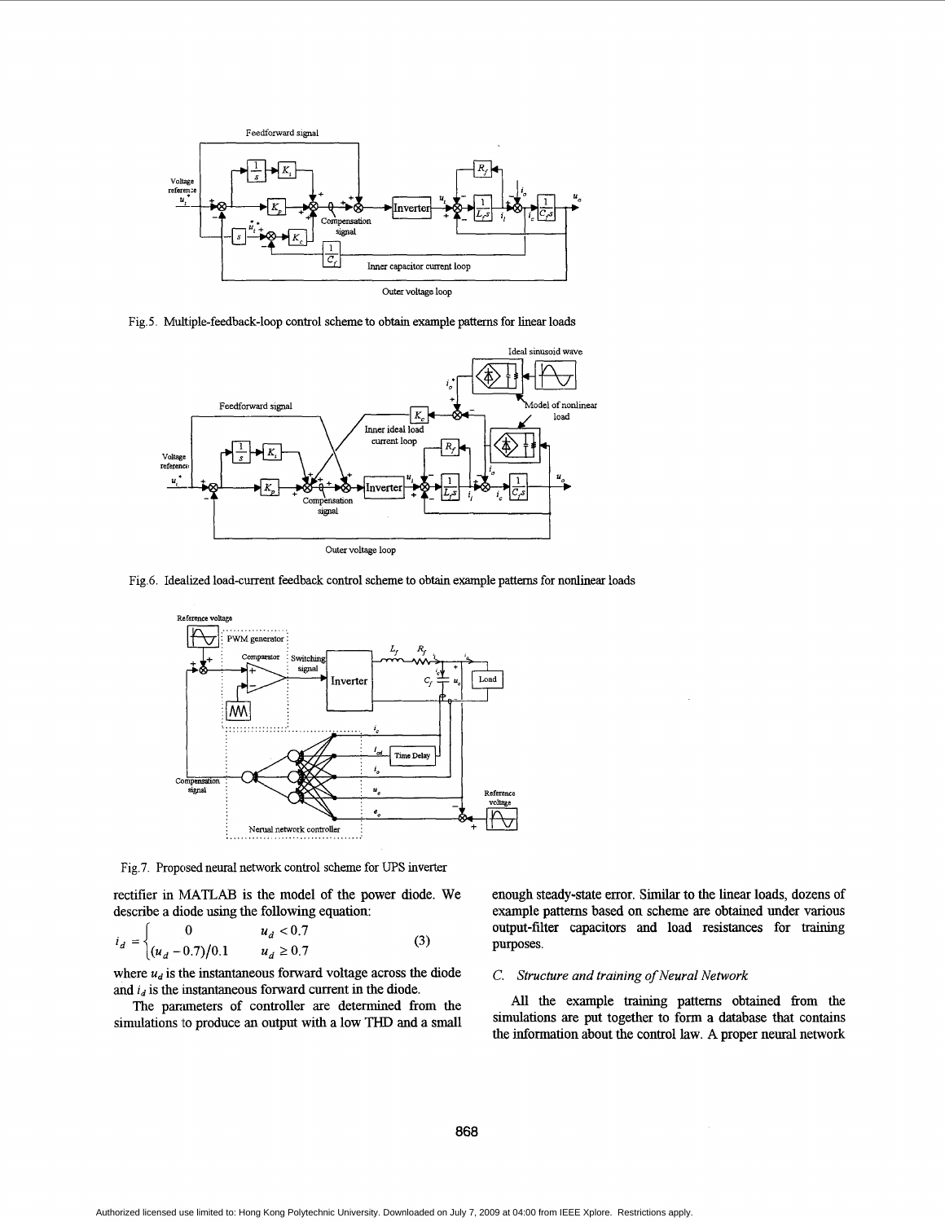Fig.5. Multiple-feedback-loop control scheme to obtain example patterns for linear loads

Fig.6. Idealized load-current feedback control scheme to obtain example patterns for nonlinear loads

Fig.7. Proposed neural network control scheme for UPS inverter

rectifier in MATLAB is the model of the power diode. We describe a diode using the following equation:

$$i_d = \begin{cases} 0 & u_d < 0.7 \\ (u_d - 0.7)/0.1 & u_d \geq 0.7 \end{cases} \tag{3}$$

where $u_d$ is the instantaneous forward voltage across the diode and $i_d$ is the instantaneous forward current in the diode.

The parameters of controller are determined from the simulations to produce an output with a low THD and a small enough steady-state error. Similar to the linear loads, dozens of example patterns based on scheme are obtained under various output-filter capacitors and load resistances for training purposes.

### C. Structure and training of Neural Network

All the example training patterns obtained from the simulations are put together to form a database that contains the information about the control law. A proper neural network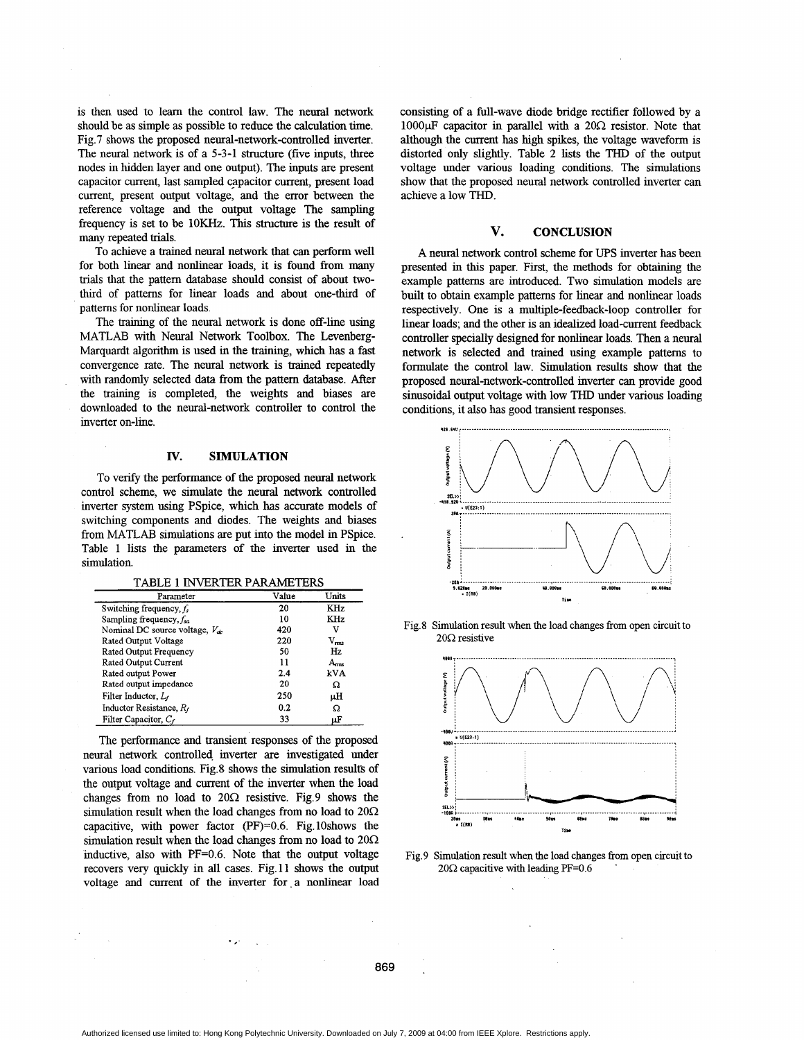is then used to learn the control law. The neural network should be as simple as possible to reduce the calculation time. Fig.7 shows the proposed neural-network-controlled inverter. The neural network is of a 5-3-1 structure (five inputs, three nodes in hidden layer and one output). The inputs are present capacitor current, last sampled capacitor current, present load current, present output voltage, and the error between the reference voltage and the output voltage The sampling frequency is set to be 10KHz. This structure is the result of many repeated trials.

To achieve a trained neural network that can perform well for both linear and nonlinear loads, it is found from many trials that the pattern database should consist of about two-third of patterns for linear loads and about one-third of patterns for nonlinear loads.

The training of the neural network is done off-line using MATLAB with Neural Network Toolbox. The Levenberg-Marquardt algorithm is used in the training, which has a fast convergence rate. The neural network is trained repeatedly with randomly selected data from the pattern database. After the training is completed, the weights and biases are downloaded to the neural-network controller to control the inverter on-line.

## IV. SIMULATION

To verify the performance of the proposed neural network control scheme, we simulate the neural network controlled inverter system using PSpice, which has accurate models of switching components and diodes. The weights and biases from MATLAB simulations are put into the model in PSpice. Table 1 lists the parameters of the inverter used in the simulation.

TABLE 1 INVERTER PARAMETERS

| Parameter | Value | Units |
|---|---|---|
| Switching frequency, $f_s$ | 20 | KHz |
| Sampling frequency, $f_{sa}$ | 10 | KHz |
| Nominal DC source voltage, $V_{dc}$ | 420 | V |
| Rated Output Voltage | 220 | $V_{rms}$ |
| Rated Output Frequency | 50 | Hz |
| Rated Output Current | 11 | $A_{rms}$ |
| Rated output Power | 2.4 | kVA |
| Rated output impedance | 20 | Ω |
| Filter Inductor, $L_f$ | 250 | μH |
| Inductor Resistance, $R_f$ | 0.2 | Ω |
| Filter Capacitor, $C_f$ | 33 | μF |

The performance and transient responses of the proposed neural network controlled inverter are investigated under various load conditions. Fig.8 shows the simulation results of the output voltage and current of the inverter when the load changes from no load to 20Ω resistive. Fig.9 shows the simulation result when the load changes from no load to 20Ω capacitive, with power factor (PF)=0.6. Fig.10shows the simulation result when the load changes from no load to 20Ω inductive, also with PF=0.6. Note that the output voltage recovers very quickly in all cases. Fig.11 shows the output voltage and current of the inverter for a nonlinear load consisting of a full-wave diode bridge rectifier followed by a 1000μF capacitor in parallel with a 20Ω resistor. Note that although the current has high spikes, the voltage waveform is distorted only slightly. Table 2 lists the THD of the output voltage under various loading conditions. The simulations show that the proposed neural network controlled inverter can achieve a low THD.

## V. CONCLUSION

A neural network control scheme for UPS inverter has been presented in this paper. First, the methods for obtaining the example patterns are introduced. Two simulation models are built to obtain example patterns for linear and nonlinear loads respectively. One is a multiple-feedback-loop controller for linear loads; and the other is an idealized load-current feedback controller specially designed for nonlinear loads. Then a neural network is selected and trained using example patterns to formulate the control law. Simulation results show that the proposed neural-network-controlled inverter can provide good sinusoidal output voltage with low THD under various loading conditions, it also has good transient responses.

Fig.8 Simulation result when the load changes from open circuit to 20Ω resistive

Fig.9 Simulation result when the load changes from open circuit to 20Ω capacitive with leading PF=0.6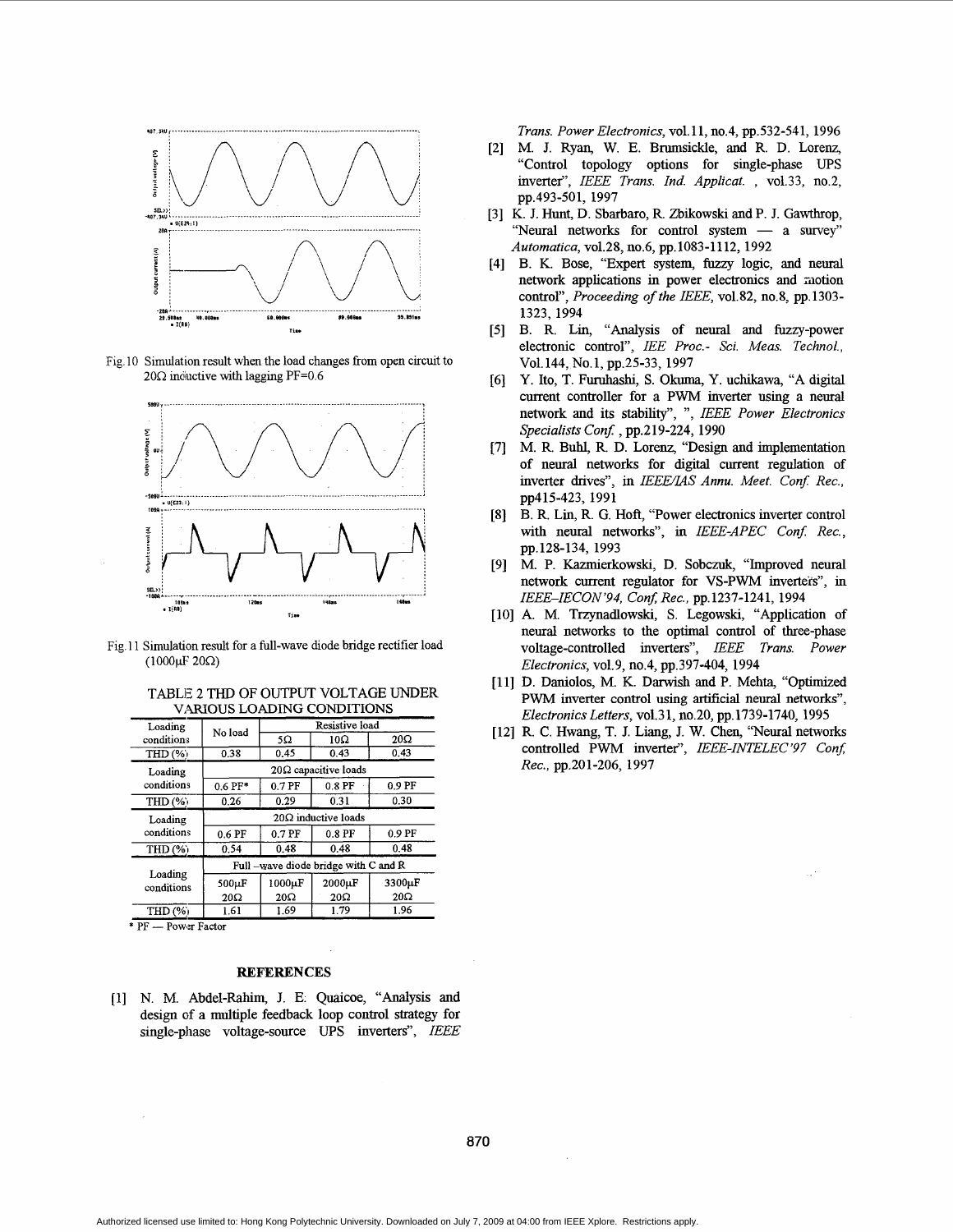407.3V
Output voltage (V)
SEL>>
-407.3V
= V(E24:1)
20A
Output current (A)
-20A
23.500ms 40.000ms 60.000ms 80.000ms 99.891ms
= I(R8)
Time

Fig.10 Simulation result when the load changes from open circuit to 20Ω inductive with lagging PF=0.6

500V
Output voltage (V)
0V
-500V
= V(E23:1)
100A
Output current (A)
SEL>>
-100A
100ms 120ms 140ms 160ms
= I(R8)
Time

Fig.11 Simulation result for a full-wave diode bridge rectifier load (1000μF 20Ω)

TABLE 2 THD OF OUTPUT VOLTAGE UNDER VARIOUS LOADING CONDITIONS

| Loading conditions | No load | Resistive load | | |
|---|---|---|---|---|
| | | 5Ω | 10Ω | 20Ω |
| THD (%) | 0.38 | 0.45 | 0.43 | 0.43 |
| Loading conditions | 20Ω capacitive loads | | | |
| | 0.6 PF* | 0.7 PF | 0.8 PF | 0.9 PF |
| THD (%) | 0.26 | 0.29 | 0.31 | 0.30 |
| Loading conditions | 20Ω inductive loads | | | |
| | 0.6 PF | 0.7 PF | 0.8 PF | 0.9 PF |
| THD (%) | 0.54 | 0.48 | 0.48 | 0.48 |
| Loading conditions | Full -wave diode bridge with C and R | | | |
| | 500μF 20Ω | 1000μF 20Ω | 2000μF 20Ω | 3300μF 20Ω |
| THD (%) | 1.61 | 1.69 | 1.79 | 1.96 |

\* PF — Power Factor

## REFERENCES

[1] N. M. Abdel-Rahim, J. E. Quaicoe, "Analysis and design of a multiple feedback loop control strategy for single-phase voltage-source UPS inverters", *IEEE Trans. Power Electronics*, vol.11, no.4, pp.532-541, 1996

[2] M. J. Ryan, W. E. Brumsickle, and R. D. Lorenz, "Control topology options for single-phase UPS inverter", *IEEE Trans. Ind. Applicat.* , vol.33, no.2, pp.493-501, 1997

[3] K. J. Hunt, D. Sbarbaro, R. Zbikowski and P. J. Gawthrop, "Neural networks for control system — a survey" *Automatica*, vol.28, no.6, pp.1083-1112, 1992

[4] B. K. Bose, "Expert system, fuzzy logic, and neural network applications in power electronics and motion control", *Proceeding of the IEEE*, vol.82, no.8, pp.1303-1323, 1994

[5] B. R. Lin, "Analysis of neural and fuzzy-power electronic control", *IEE Proc.- Sci. Meas. Technol.*, Vol.144, No.1, pp.25-33, 1997

[6] Y. Ito, T. Furuhashi, S. Okuma, Y. uchikawa, "A digital current controller for a PWM inverter using a neural network and its stability", ", *IEEE Power Electronics Specialists Conf.* , pp.219-224, 1990

[7] M. R. Buhl, R. D. Lorenz, "Design and implementation of neural networks for digital current regulation of inverter drives", in *IEEE/IAS Annu. Meet. Conf. Rec.*, pp415-423, 1991

[8] B. R. Lin, R. G. Hoft, "Power electronics inverter control with neural networks", in *IEEE-APEC Conf. Rec.*, pp.128-134, 1993

[9] M. P. Kazmierkowski, D. Sobczuk, "Improved neural network current regulator for VS-PWM inverters", in *IEEE–IECON'94, Conf. Rec.*, pp.1237-1241, 1994

[10] A. M. Trzynadlowski, S. Legowski, "Application of neural networks to the optimal control of three-phase voltage-controlled inverters", *IEEE Trans. Power Electronics*, vol.9, no.4, pp.397-404, 1994

[11] D. Daniolos, M. K. Darwish and P. Mehta, "Optimized PWM inverter control using artificial neural networks", *Electronics Letters*, vol.31, no.20, pp.1739-1740, 1995

[12] R. C. Hwang, T. J. Liang, J. W. Chen, "Neural networks controlled PWM inverter", *IEEE-INTELEC'97 Conf. Rec.*, pp.201-206, 1997